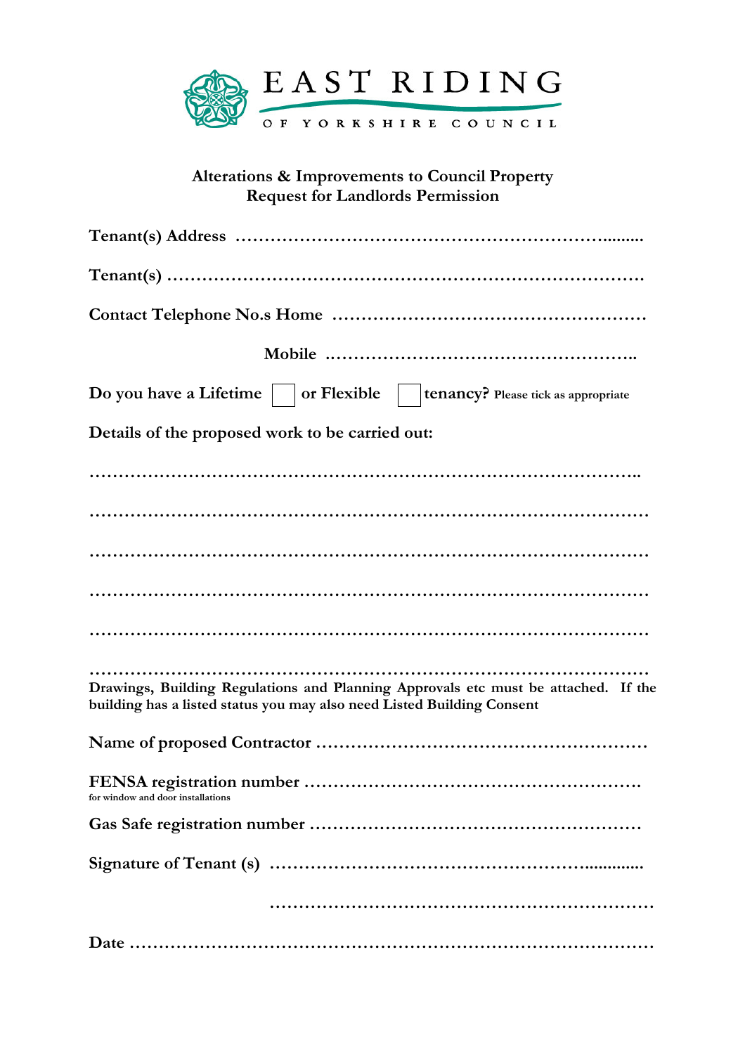EAST RIDING OF YORKSHIRE COUNCIL

## Alterations & Improvements to Council Property
## Request for Landlords Permission

**Tenant(s) Address** ……………………………………………………….........

**Tenant(s)** ……………………………………………………………………

**Contact Telephone No.s Home** ……………………………………………

**Mobile** ……………………………………………..

**Do you have a Lifetime** ☐ **or Flexible** ☐ **tenancy?** Please tick as appropriate

**Details of the proposed work to be carried out:**

……………………………………………………………………………..

………………………………………………………………………………

………………………………………………………………………………

………………………………………………………………………………

………………………………………………………………………………

………………………………………………………………………………

**Drawings, Building Regulations and Planning Approvals etc must be attached. If the building has a listed status you may also need Listed Building Consent**

**Name of proposed Contractor** ………………………………………………

**FENSA registration number** ……………………………………………….
for window and door installations

**Gas Safe registration number** ……………………………………………….

**Signature of Tenant (s)** ……………………………………………..............

………………………………………………………

**Date** ……………………………………………………………………………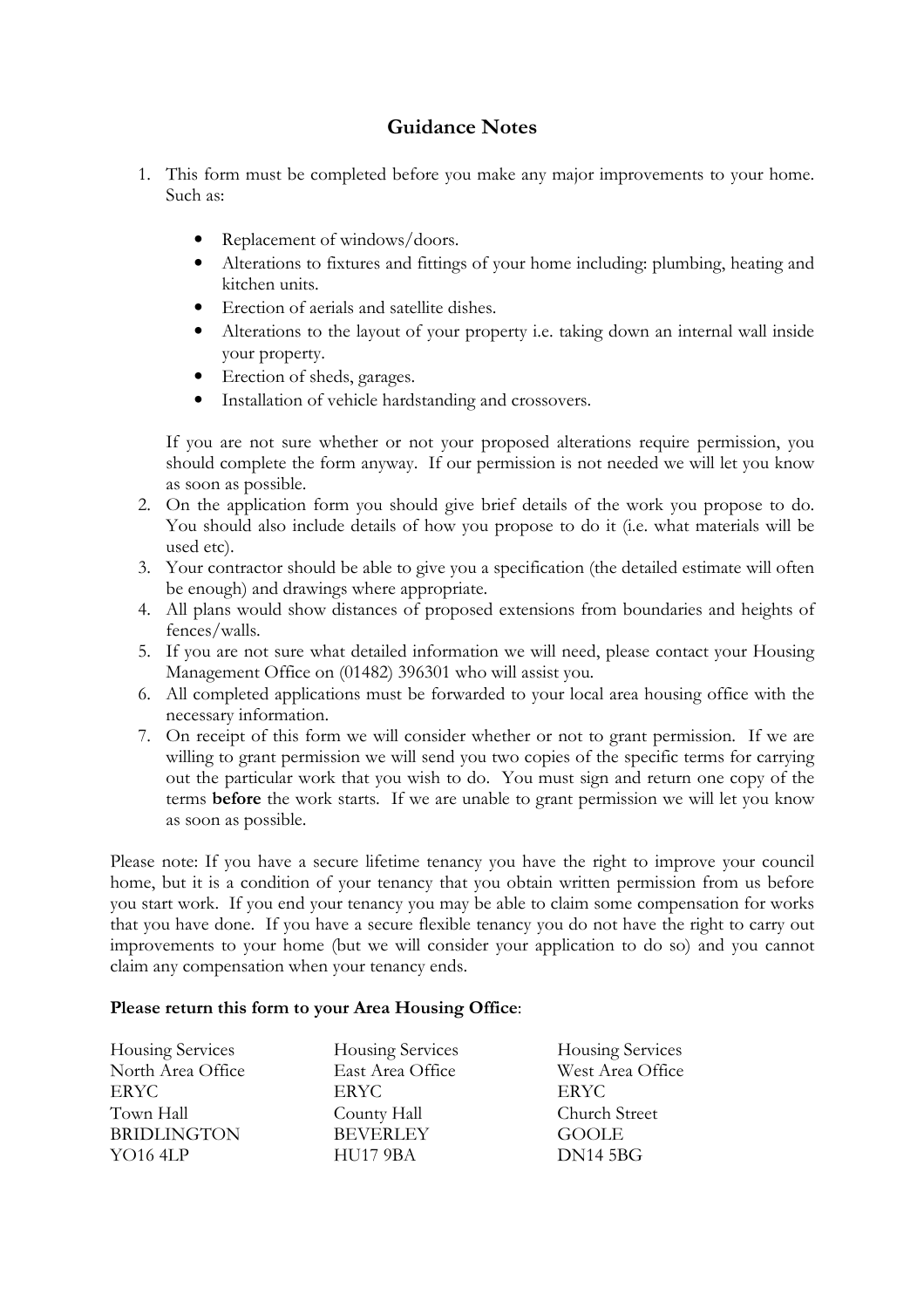# Guidance Notes

1. This form must be completed before you make any major improvements to your home. Such as:

   - Replacement of windows/doors.
   - Alterations to fixtures and fittings of your home including: plumbing, heating and kitchen units.
   - Erection of aerials and satellite dishes.
   - Alterations to the layout of your property i.e. taking down an internal wall inside your property.
   - Erection of sheds, garages.
   - Installation of vehicle hardstanding and crossovers.

   If you are not sure whether or not your proposed alterations require permission, you should complete the form anyway. If our permission is not needed we will let you know as soon as possible.
2. On the application form you should give brief details of the work you propose to do. You should also include details of how you propose to do it (i.e. what materials will be used etc).
3. Your contractor should be able to give you a specification (the detailed estimate will often be enough) and drawings where appropriate.
4. All plans would show distances of proposed extensions from boundaries and heights of fences/walls.
5. If you are not sure what detailed information we will need, please contact your Housing Management Office on (01482) 396301 who will assist you.
6. All completed applications must be forwarded to your local area housing office with the necessary information.
7. On receipt of this form we will consider whether or not to grant permission. If we are willing to grant permission we will send you two copies of the specific terms for carrying out the particular work that you wish to do. You must sign and return one copy of the terms **before** the work starts. If we are unable to grant permission we will let you know as soon as possible.

Please note: If you have a secure lifetime tenancy you have the right to improve your council home, but it is a condition of your tenancy that you obtain written permission from us before you start work. If you end your tenancy you may be able to claim some compensation for works that you have done. If you have a secure flexible tenancy you do not have the right to carry out improvements to your home (but we will consider your application to do so) and you cannot claim any compensation when your tenancy ends.

**Please return this form to your Area Housing Office**:

Housing Services
North Area Office
ERYC
Town Hall
BRIDLINGTON
YO16 4LP

Housing Services
East Area Office
ERYC
County Hall
BEVERLEY
HU17 9BA

Housing Services
West Area Office
ERYC
Church Street
GOOLE
DN14 5BG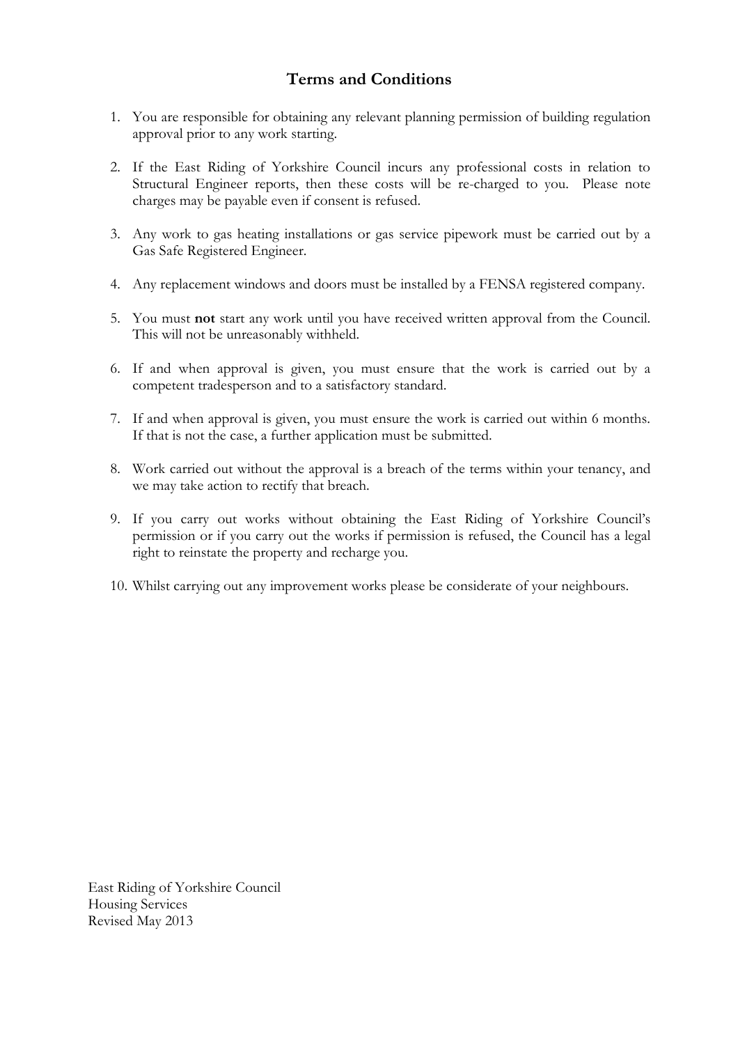## Terms and Conditions

1. You are responsible for obtaining any relevant planning permission of building regulation approval prior to any work starting.

2. If the East Riding of Yorkshire Council incurs any professional costs in relation to Structural Engineer reports, then these costs will be re-charged to you. Please note charges may be payable even if consent is refused.

3. Any work to gas heating installations or gas service pipework must be carried out by a Gas Safe Registered Engineer.

4. Any replacement windows and doors must be installed by a FENSA registered company.

5. You must **not** start any work until you have received written approval from the Council. This will not be unreasonably withheld.

6. If and when approval is given, you must ensure that the work is carried out by a competent tradesperson and to a satisfactory standard.

7. If and when approval is given, you must ensure the work is carried out within 6 months. If that is not the case, a further application must be submitted.

8. Work carried out without the approval is a breach of the terms within your tenancy, and we may take action to rectify that breach.

9. If you carry out works without obtaining the East Riding of Yorkshire Council's permission or if you carry out the works if permission is refused, the Council has a legal right to reinstate the property and recharge you.

10. Whilst carrying out any improvement works please be considerate of your neighbours.

East Riding of Yorkshire Council
Housing Services
Revised May 2013